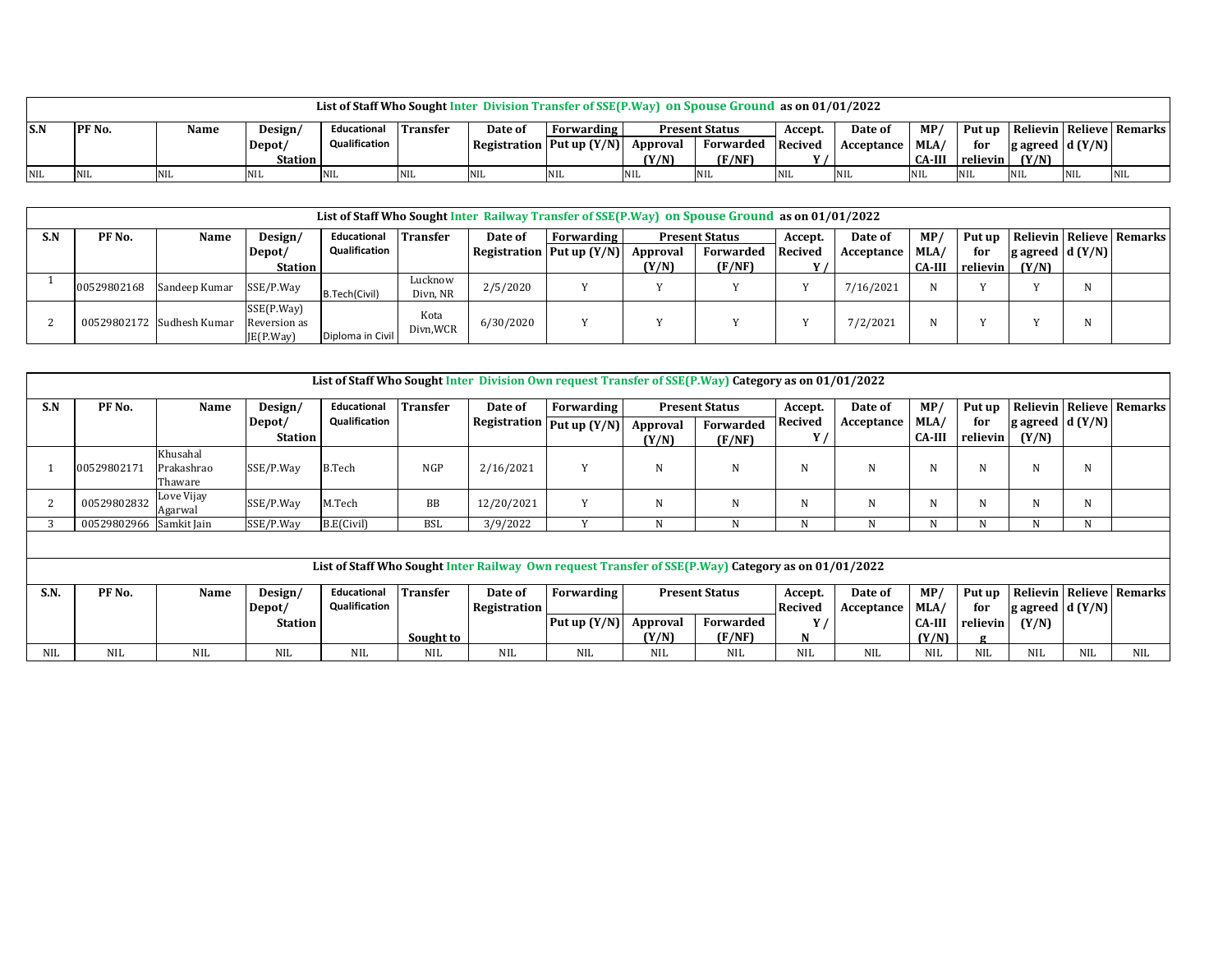**List of Staff Who Sought Inter Division Transfer of SSE(P.Way) on Spouse Ground as on 01/01/2022**

| S.N | PF No. | Name | Design/ Depot/ Station | Educational Qualification | Transfer | Date of Registration | Forwarding Put up (Y/N) | Present Status | | Accept. Recived Y / | Date of Acceptance | MP/ MLA/ CA-III | Put up for relievin | Relievin g agreed (Y/N) | Relieve d (Y/N) | Remarks |
|---|---|---|---|---|---|---|---|---|---|---|---|---|---|---|---|---|
| | | | | | | | | Approval (Y/N) | Forwarded (F/NF) | | | | | | | |
| NIL | NIL | NIL | NIL | NIL | NIL | NIL | NIL | NIL | NIL | NIL | NIL | NIL | NIL | NIL | NIL | NIL |

**List of Staff Who Sought Inter Railway Transfer of SSE(P.Way) on Spouse Ground as on 01/01/2022**

| S.N | PF No. | Name | Design/ Depot/ Station | Educational Qualification | Transfer | Date of Registration | Forwarding Put up (Y/N) | Present Status | | Accept. Recived Y / | Date of Acceptance | MP/ MLA/ CA-III | Put up for relievin | Relievin g agreed (Y/N) | Relieve d (Y/N) | Remarks |
|---|---|---|---|---|---|---|---|---|---|---|---|---|---|---|---|---|
| | | | | | | | | Approval (Y/N) | Forwarded (F/NF) | | | | | | | |
| 1 | 00529802168 | Sandeep Kumar | SSE/P.Way | B.Tech(Civil) | Lucknow Divn, NR | 2/5/2020 | Y | Y | Y | Y | 7/16/2021 | N | Y | Y | N | |
| 2 | 00529802172 | Sudhesh Kumar | SSE(P.Way) Reversion as JE(P.Way) | Diploma in Civil | Kota Divn,WCR | 6/30/2020 | Y | Y | Y | Y | 7/2/2021 | N | Y | Y | N | |

**List of Staff Who Sought Inter Division Own request Transfer of SSE(P.Way) Category as on 01/01/2022**

| S.N | PF No. | Name | Design/ Depot/ Station | Educational Qualification | Transfer | Date of Registration | Forwarding Put up (Y/N) | Present Status | | Accept. Recived Y / | Date of Acceptance | MP/ MLA/ CA-III | Put up for relievin | Relievin g agreed (Y/N) | Relieve d (Y/N) | Remarks |
|---|---|---|---|---|---|---|---|---|---|---|---|---|---|---|---|---|
| | | | | | | | | Approval (Y/N) | Forwarded (F/NF) | | | | | | | |
| 1 | 00529802171 | Khusahal Prakashrao Thaware | SSE/P.Way | B.Tech | NGP | 2/16/2021 | Y | N | N | N | N | N | N | N | N | |
| 2 | 00529802832 | Love Vijay Agarwal | SSE/P.Way | M.Tech | BB | 12/20/2021 | Y | N | N | N | N | N | N | N | N | |
| 3 | 00529802966 | Samkit Jain | SSE/P.Way | B.E(Civil) | BSL | 3/9/2022 | Y | N | N | N | N | N | N | N | N | |

**List of Staff Who Sought Inter Railway Own request Transfer of SSE(P.Way) Category as on 01/01/2022**

| S.N. | PF No. | Name | Design/ Depot/ Station | Educational Qualification | Transfer Sought to | Date of Registration | Forwarding Put up (Y/N) | Present Status | | Accept. Recived Y / N | Date of Acceptance | MP/ MLA/ CA-III (Y/N) | Put up for relieving | Relievin g agreed (Y/N) | Relieve d (Y/N) | Remarks |
|---|---|---|---|---|---|---|---|---|---|---|---|---|---|---|---|---|
| | | | | | | | | Approval (Y/N) | Forwarded (F/NF) | | | | | | | |
| NIL | NIL | NIL | NIL | NIL | NIL | NIL | NIL | NIL | NIL | NIL | NIL | NIL | NIL | NIL | NIL | NIL |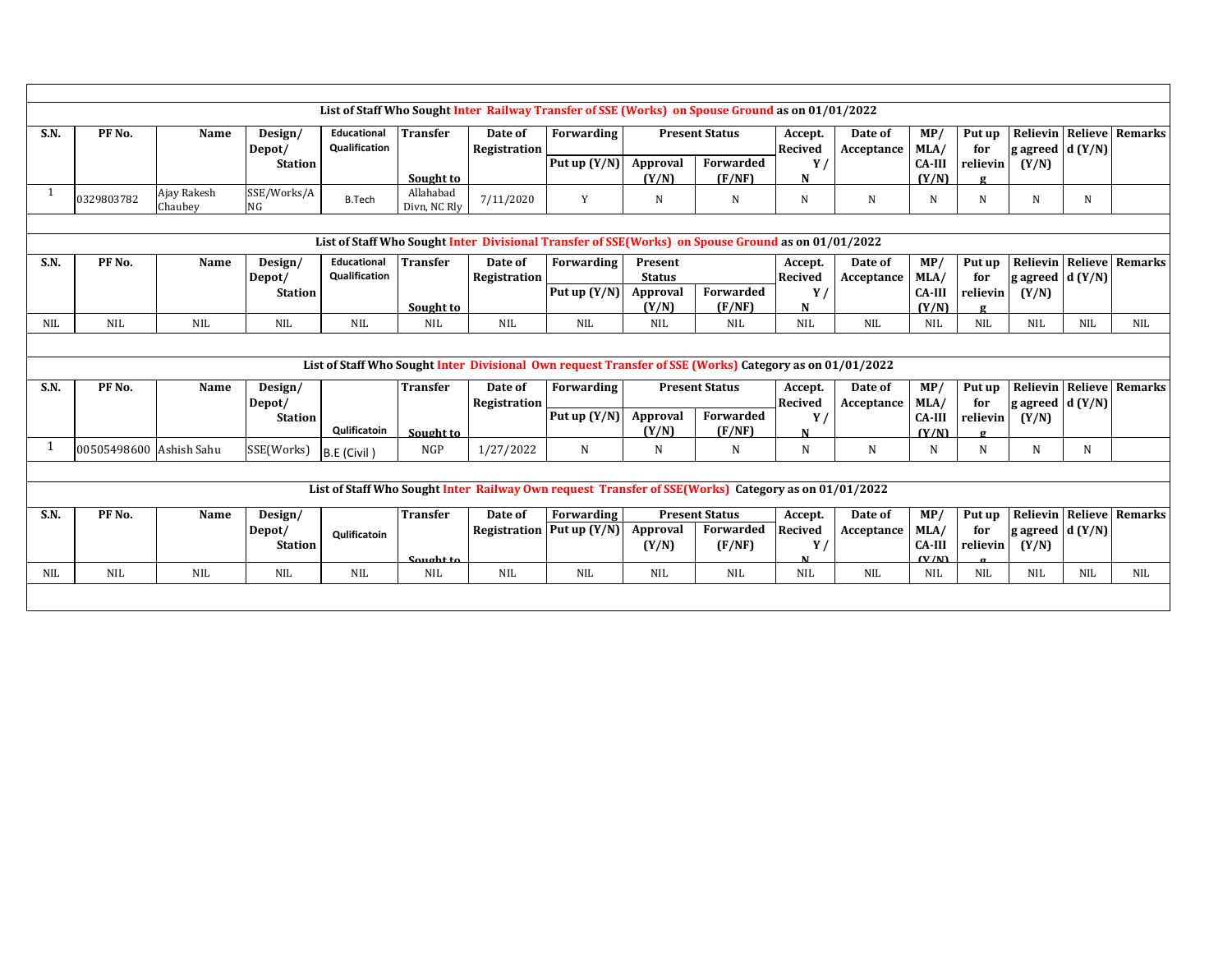**List of Staff Who Sought Inter Railway Transfer of SSE (Works) on Spouse Ground as on 01/01/2022**

| S.N. | PF No. | Name | Design/ Depot/ Station | Educational Qualification | Transfer Sought to | Date of Registration | Forwarding | Present Status | | Accept. Recived Y / N | Date of Acceptance | MP/ MLA/ CA-III (Y/N) | Put up for relieving | Relieving agreed (Y/N) | Relieved (Y/N) | Remarks |
|---|---|---|---|---|---|---|---|---|---|---|---|---|---|---|---|---|
| | | | | | | | Put up (Y/N) | Approval (Y/N) | Forwarded (F/NF) | | | | | | | |
| 1 | 0329803782 | Ajay Rakesh Chaubey | SSE/Works/ANG | B.Tech | Allahabad Divn, NC Rly | 7/11/2020 | Y | N | N | N | N | N | N | N | N | |

**List of Staff Who Sought Inter Divisional Transfer of SSE(Works) on Spouse Ground as on 01/01/2022**

| S.N. | PF No. | Name | Design/ Depot/ Station | Educational Qualification | Transfer Sought to | Date of Registration | Forwarding | Present Status | | Accept. Recived Y / N | Date of Acceptance | MP/ MLA/ CA-III (Y/N) | Put up for relieving | Relieving agreed (Y/N) | Relieved (Y/N) | Remarks |
|---|---|---|---|---|---|---|---|---|---|---|---|---|---|---|---|---|
| | | | | | | | Put up (Y/N) | Approval (Y/N) | Forwarded (F/NF) | | | | | | | |
| NIL | NIL | NIL | NIL | NIL | NIL | NIL | NIL | NIL | NIL | NIL | NIL | NIL | NIL | NIL | NIL | NIL |

**List of Staff Who Sought Inter Divisional Own request Transfer of SSE (Works) Category as on 01/01/2022**

| S.N. | PF No. | Name | Design/ Depot/ Station | Qulificatoin | Transfer Sought to | Date of Registration | Forwarding | Present Status | | Accept. Recived Y / N | Date of Acceptance | MP/ MLA/ CA-III (Y/N) | Put up for relieving | Relieving agreed (Y/N) | Relieved (Y/N) | Remarks |
|---|---|---|---|---|---|---|---|---|---|---|---|---|---|---|---|---|
| | | | | | | | Put up (Y/N) | Approval (Y/N) | Forwarded (F/NF) | | | | | | | |
| 1 | 00505498600 | Ashish Sahu | SSE(Works) | B.E (Civil ) | NGP | 1/27/2022 | N | N | N | N | N | N | N | N | N | |

**List of Staff Who Sought Inter Railway Own request Transfer of SSE(Works) Category as on 01/01/2022**

| S.N. | PF No. | Name | Design/ Depot/ Station | Qulificatoin | Transfer Sought to | Date of Registration | Forwarding | Present Status | | Accept. Recived Y / N | Date of Acceptance | MP/ MLA/ CA-III (Y/N) | Put up for relieving | Relieving agreed (Y/N) | Relieved (Y/N) | Remarks |
|---|---|---|---|---|---|---|---|---|---|---|---|---|---|---|---|---|
| | | | | | | | Put up (Y/N) | Approval (Y/N) | Forwarded (F/NF) | | | | | | | |
| NIL | NIL | NIL | NIL | NIL | NIL | NIL | NIL | NIL | NIL | NIL | NIL | NIL | NIL | NIL | NIL | NIL |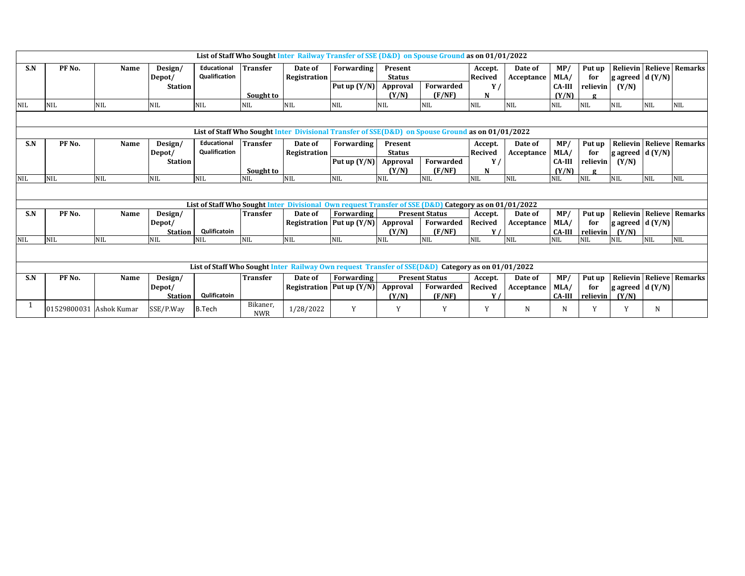**List of Staff Who Sought Inter Railway Transfer of SSE (D&D) on Spouse Ground as on 01/01/2022**

| S.N | PF No. | Name | Design/ Depot/ Station | Educational Qualification | Transfer Sought to | Date of Registration | Forwarding Put up (Y/N) | Present Status Approval (Y/N) | Forwarded (F/NF) | Accept. Recived Y / N | Date of Acceptance | MP/ MLA/ CA-III (Y/N) | Put up for relieving | Relieving agreed (Y/N) | Relieved (Y/N) | Remarks |
|---|---|---|---|---|---|---|---|---|---|---|---|---|---|---|---|---|
| NIL | NIL | NIL | NIL | NIL | NIL | NIL | NIL | NIL | NIL | NIL | NIL | NIL | NIL | NIL | NIL | NIL |

**List of Staff Who Sought Inter Divisional Transfer of SSE(D&D) on Spouse Ground as on 01/01/2022**

| S.N | PF No. | Name | Design/ Depot/ Station | Educational Qualification | Transfer Sought to | Date of Registration | Forwarding Put up (Y/N) | Present Status Approval (Y/N) | Forwarded (F/NF) | Accept. Recived Y / N | Date of Acceptance | MP/ MLA/ CA-III (Y/N) | Put up for relieving | Relieving agreed (Y/N) | Relieved (Y/N) | Remarks |
|---|---|---|---|---|---|---|---|---|---|---|---|---|---|---|---|---|
| NIL | NIL | NIL | NIL | NIL | NIL | NIL | NIL | NIL | NIL | NIL | NIL | NIL | NIL | NIL | NIL | NIL |

**List of Staff Who Sought Inter Divisional Own request Transfer of SSE (D&D) Category as on 01/01/2022**

| S.N | PF No. | Name | Design/ Depot/ Station | Qulificatoin | Transfer | Date of Registration | Forwarding Put up (Y/N) | Present Status Approval (Y/N) | Forwarded (F/NF) | Accept. Recived Y / | Date of Acceptance | MP/ MLA/ CA-III | Put up for relievin | Relieving agreed (Y/N) | Relieved (Y/N) | Remarks |
|---|---|---|---|---|---|---|---|---|---|---|---|---|---|---|---|---|
| NIL | NIL | NIL | NIL | NIL | NIL | NIL | NIL | NIL | NIL | NIL | NIL | NIL | NIL | NIL | NIL | NIL |

**List of Staff Who Sought Inter Railway Own request Transfer of SSE(D&D) Category as on 01/01/2022**

| S.N | PF No. | Name | Design/ Depot/ Station | Qulificatoin | Transfer | Date of Registration | Forwarding Put up (Y/N) | Present Status Approval (Y/N) | Forwarded (F/NF) | Accept. Recived Y / | Date of Acceptance | MP/ MLA/ CA-III | Put up for relievin | Relieving agreed (Y/N) | Relieved (Y/N) | Remarks |
|---|---|---|---|---|---|---|---|---|---|---|---|---|---|---|---|---|
| 1 | 01529800031 | Ashok Kumar | SSE/P.Way | B.Tech | Bikaner, NWR | 1/28/2022 | Y | Y | Y | Y | N | N | Y | Y | N | |